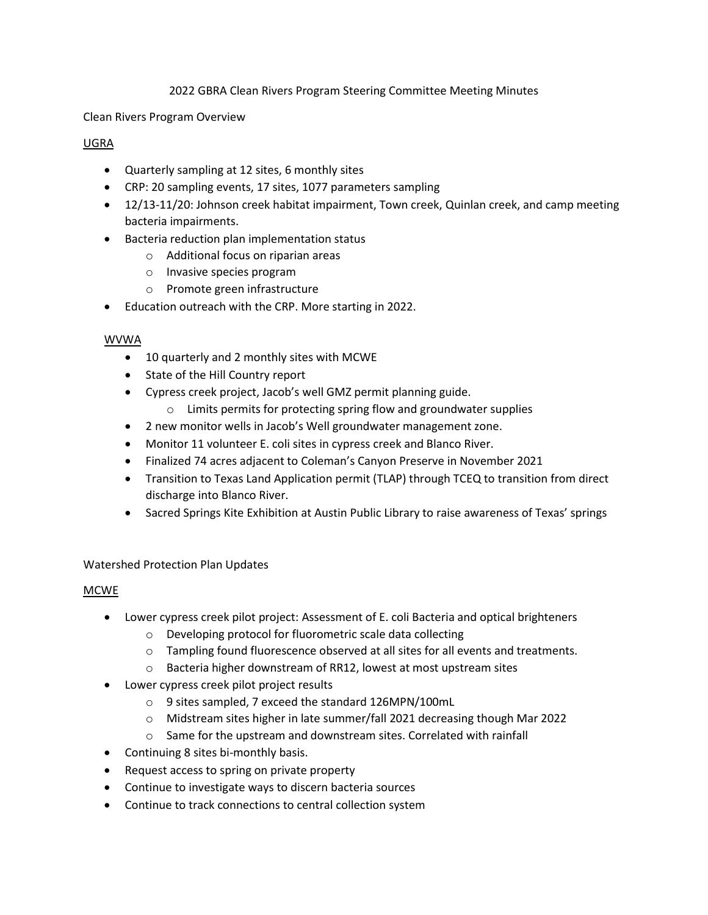# 2022 GBRA Clean Rivers Program Steering Committee Meeting Minutes

## Clean Rivers Program Overview

### UGRA

- Quarterly sampling at 12 sites, 6 monthly sites
- CRP: 20 sampling events, 17 sites, 1077 parameters sampling
- 12/13-11/20: Johnson creek habitat impairment, Town creek, Quinlan creek, and camp meeting bacteria impairments.
- Bacteria reduction plan implementation status
  - Additional focus on riparian areas
  - Invasive species program
  - Promote green infrastructure
- Education outreach with the CRP. More starting in 2022.

### WVWA

- 10 quarterly and 2 monthly sites with MCWE
- State of the Hill Country report
- Cypress creek project, Jacob's well GMZ permit planning guide.
  - Limits permits for protecting spring flow and groundwater supplies
- 2 new monitor wells in Jacob's Well groundwater management zone.
- Monitor 11 volunteer E. coli sites in cypress creek and Blanco River.
- Finalized 74 acres adjacent to Coleman's Canyon Preserve in November 2021
- Transition to Texas Land Application permit (TLAP) through TCEQ to transition from direct discharge into Blanco River.
- Sacred Springs Kite Exhibition at Austin Public Library to raise awareness of Texas' springs

## Watershed Protection Plan Updates

### MCWE

- Lower cypress creek pilot project: Assessment of E. coli Bacteria and optical brighteners
  - Developing protocol for fluorometric scale data collecting
  - Tampling found fluorescence observed at all sites for all events and treatments.
  - Bacteria higher downstream of RR12, lowest at most upstream sites
- Lower cypress creek pilot project results
  - 9 sites sampled, 7 exceed the standard 126MPN/100mL
  - Midstream sites higher in late summer/fall 2021 decreasing though Mar 2022
  - Same for the upstream and downstream sites. Correlated with rainfall
- Continuing 8 sites bi-monthly basis.
- Request access to spring on private property
- Continue to investigate ways to discern bacteria sources
- Continue to track connections to central collection system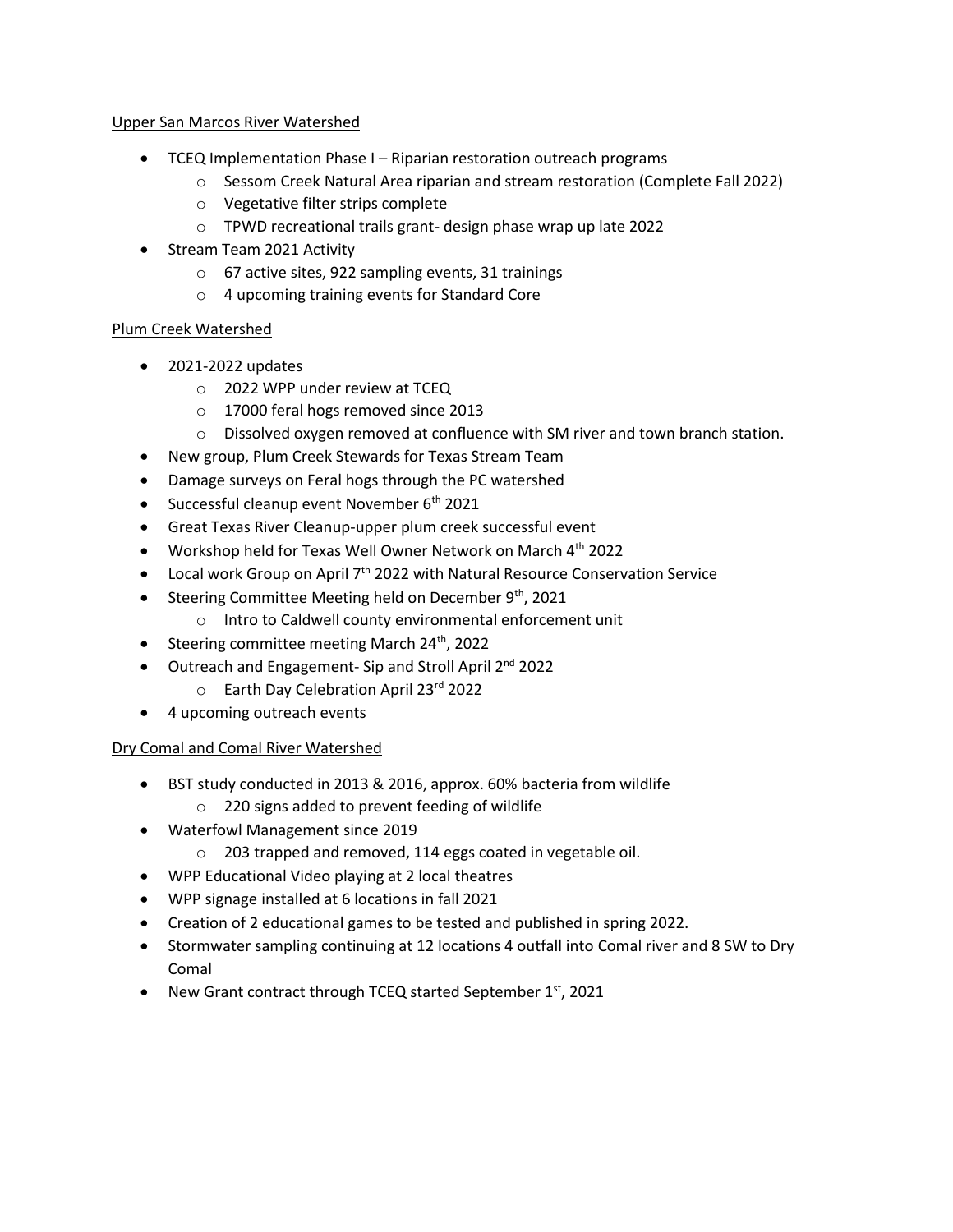Upper San Marcos River Watershed

- TCEQ Implementation Phase I – Riparian restoration outreach programs
  - Sessom Creek Natural Area riparian and stream restoration (Complete Fall 2022)
  - Vegetative filter strips complete
  - TPWD recreational trails grant- design phase wrap up late 2022
- Stream Team 2021 Activity
  - 67 active sites, 922 sampling events, 31 trainings
  - 4 upcoming training events for Standard Core

Plum Creek Watershed

- 2021-2022 updates
  - 2022 WPP under review at TCEQ
  - 17000 feral hogs removed since 2013
  - Dissolved oxygen removed at confluence with SM river and town branch station.
- New group, Plum Creek Stewards for Texas Stream Team
- Damage surveys on Feral hogs through the PC watershed
- Successful cleanup event November 6th 2021
- Great Texas River Cleanup-upper plum creek successful event
- Workshop held for Texas Well Owner Network on March 4th 2022
- Local work Group on April 7th 2022 with Natural Resource Conservation Service
- Steering Committee Meeting held on December 9th, 2021
  - Intro to Caldwell county environmental enforcement unit
- Steering committee meeting March 24th, 2022
- Outreach and Engagement- Sip and Stroll April 2nd 2022
  - Earth Day Celebration April 23rd 2022
- 4 upcoming outreach events

Dry Comal and Comal River Watershed

- BST study conducted in 2013 & 2016, approx. 60% bacteria from wildlife
  - 220 signs added to prevent feeding of wildlife
- Waterfowl Management since 2019
  - 203 trapped and removed, 114 eggs coated in vegetable oil.
- WPP Educational Video playing at 2 local theatres
- WPP signage installed at 6 locations in fall 2021
- Creation of 2 educational games to be tested and published in spring 2022.
- Stormwater sampling continuing at 12 locations 4 outfall into Comal river and 8 SW to Dry Comal
- New Grant contract through TCEQ started September 1st, 2021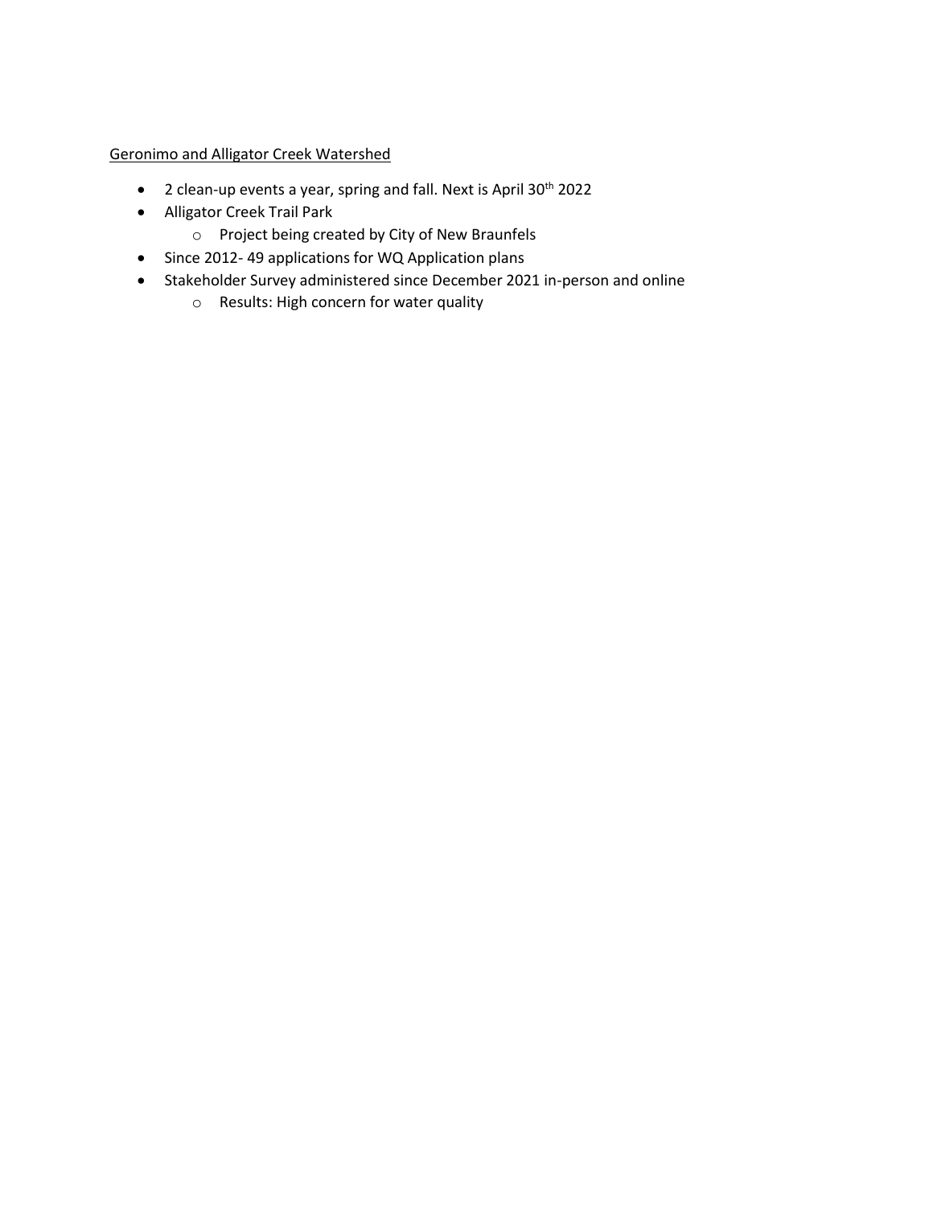Geronimo and Alligator Creek Watershed

- 2 clean-up events a year, spring and fall. Next is April 30th 2022
- Alligator Creek Trail Park
  - Project being created by City of New Braunfels
- Since 2012- 49 applications for WQ Application plans
- Stakeholder Survey administered since December 2021 in-person and online
  - Results: High concern for water quality